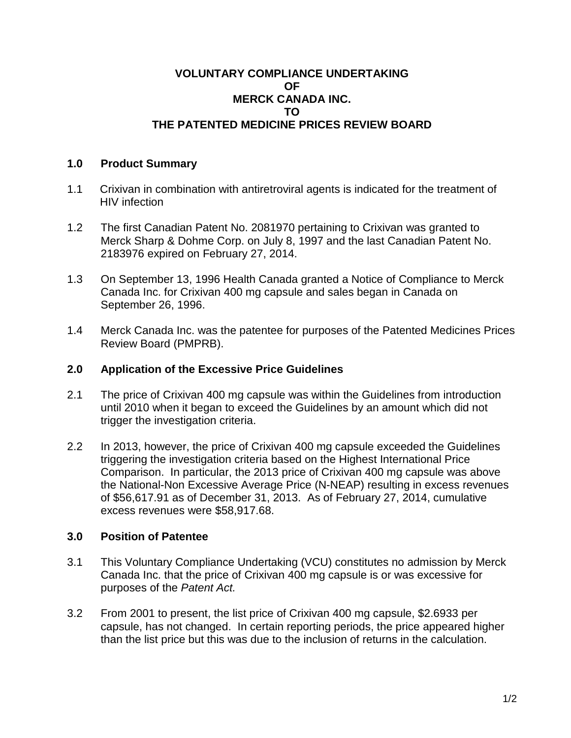# VOLUNTARY COMPLIANCE UNDERTAKING OF MERCK CANADA INC. TO THE PATENTED MEDICINE PRICES REVIEW BOARD

## 1.0 Product Summary

1.1 Crixivan in combination with antiretroviral agents is indicated for the treatment of HIV infection

1.2 The first Canadian Patent No. 2081970 pertaining to Crixivan was granted to Merck Sharp & Dohme Corp. on July 8, 1997 and the last Canadian Patent No. 2183976 expired on February 27, 2014.

1.3 On September 13, 1996 Health Canada granted a Notice of Compliance to Merck Canada Inc. for Crixivan 400 mg capsule and sales began in Canada on September 26, 1996.

1.4 Merck Canada Inc. was the patentee for purposes of the Patented Medicines Prices Review Board (PMPRB).

## 2.0 Application of the Excessive Price Guidelines

2.1 The price of Crixivan 400 mg capsule was within the Guidelines from introduction until 2010 when it began to exceed the Guidelines by an amount which did not trigger the investigation criteria.

2.2 In 2013, however, the price of Crixivan 400 mg capsule exceeded the Guidelines triggering the investigation criteria based on the Highest International Price Comparison. In particular, the 2013 price of Crixivan 400 mg capsule was above the National-Non Excessive Average Price (N-NEAP) resulting in excess revenues of $56,617.91 as of December 31, 2013. As of February 27, 2014, cumulative excess revenues were $58,917.68.

## 3.0 Position of Patentee

3.1 This Voluntary Compliance Undertaking (VCU) constitutes no admission by Merck Canada Inc. that the price of Crixivan 400 mg capsule is or was excessive for purposes of the *Patent Act.*

3.2 From 2001 to present, the list price of Crixivan 400 mg capsule, $2.6933 per capsule, has not changed. In certain reporting periods, the price appeared higher than the list price but this was due to the inclusion of returns in the calculation.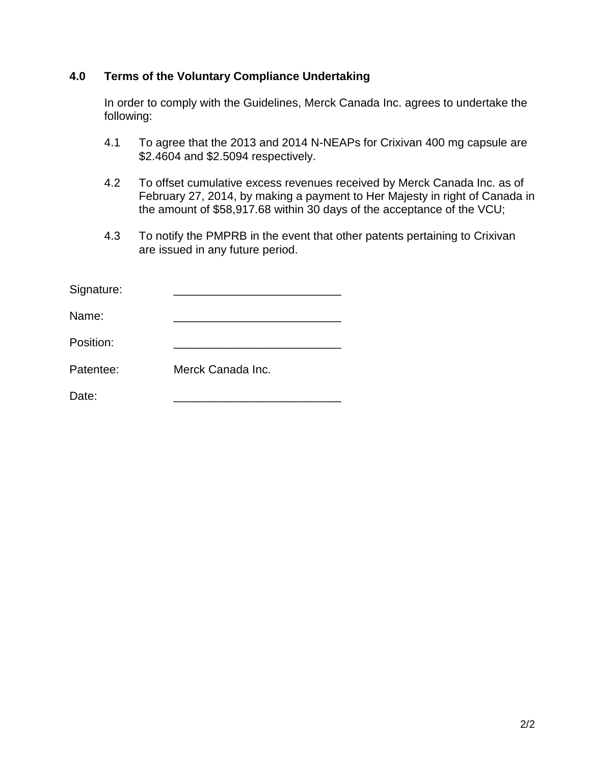## 4.0 Terms of the Voluntary Compliance Undertaking

In order to comply with the Guidelines, Merck Canada Inc. agrees to undertake the following:

4.1 To agree that the 2013 and 2014 N-NEAPs for Crixivan 400 mg capsule are $2.4604 and $2.5094 respectively.

4.2 To offset cumulative excess revenues received by Merck Canada Inc. as of February 27, 2014, by making a payment to Her Majesty in right of Canada in the amount of $58,917.68 within 30 days of the acceptance of the VCU;

4.3 To notify the PMPRB in the event that other patents pertaining to Crixivan are issued in any future period.

Signature: ___________________________

Name: ___________________________

Position: ___________________________

Patentee: Merck Canada Inc.

Date: ___________________________